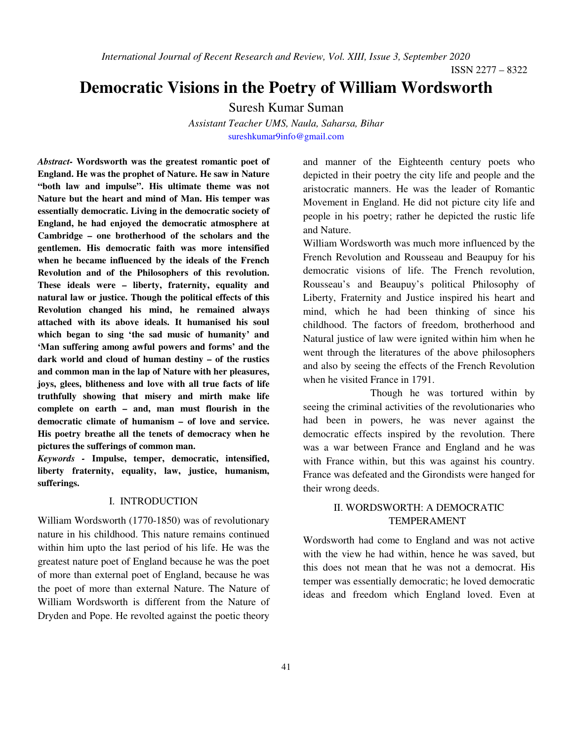# Democratic Visions in the Poetry of William Wordsworth

Suresh Kumar Suman

*Assistant Teacher UMS, Naula, Saharsa, Bihar*

sureshkumar9info@gmail.com

***Abstract*- Wordsworth was the greatest romantic poet of England. He was the prophet of Nature. He saw in Nature "both law and impulse". His ultimate theme was not Nature but the heart and mind of Man. His temper was essentially democratic. Living in the democratic society of England, he had enjoyed the democratic atmosphere at Cambridge – one brotherhood of the scholars and the gentlemen. His democratic faith was more intensified when he became influenced by the ideals of the French Revolution and of the Philosophers of this revolution. These ideals were – liberty, fraternity, equality and natural law or justice. Though the political effects of this Revolution changed his mind, he remained always attached with its above ideals. It humanised his soul which began to sing 'the sad music of humanity' and 'Man suffering among awful powers and forms' and the dark world and cloud of human destiny – of the rustics and common man in the lap of Nature with her pleasures, joys, glees, blitheness and love with all true facts of life truthfully showing that misery and mirth make life complete on earth – and, man must flourish in the democratic climate of humanism – of love and service. His poetry breathe all the tenets of democracy when he pictures the sufferings of common man.**

***Keywords* - Impulse, temper, democratic, intensified, liberty fraternity, equality, law, justice, humanism, sufferings.**

## I. INTRODUCTION

William Wordsworth (1770-1850) was of revolutionary nature in his childhood. This nature remains continued within him upto the last period of his life. He was the greatest nature poet of England because he was the poet of more than external poet of England, because he was the poet of more than external Nature. The Nature of William Wordsworth is different from the Nature of Dryden and Pope. He revolted against the poetic theory and manner of the Eighteenth century poets who depicted in their poetry the city life and people and the aristocratic manners. He was the leader of Romantic Movement in England. He did not picture city life and people in his poetry; rather he depicted the rustic life and Nature.

William Wordsworth was much more influenced by the French Revolution and Rousseau and Beaupuy for his democratic visions of life. The French revolution, Rousseau's and Beaupuy's political Philosophy of Liberty, Fraternity and Justice inspired his heart and mind, which he had been thinking of since his childhood. The factors of freedom, brotherhood and Natural justice of law were ignited within him when he went through the literatures of the above philosophers and also by seeing the effects of the French Revolution when he visited France in 1791.

Though he was tortured within by seeing the criminal activities of the revolutionaries who had been in powers, he was never against the democratic effects inspired by the revolution. There was a war between France and England and he was with France within, but this was against his country. France was defeated and the Girondists were hanged for their wrong deeds.

## II. WORDSWORTH: A DEMOCRATIC TEMPERAMENT

Wordsworth had come to England and was not active with the view he had within, hence he was saved, but this does not mean that he was not a democrat. His temper was essentially democratic; he loved democratic ideas and freedom which England loved. Even at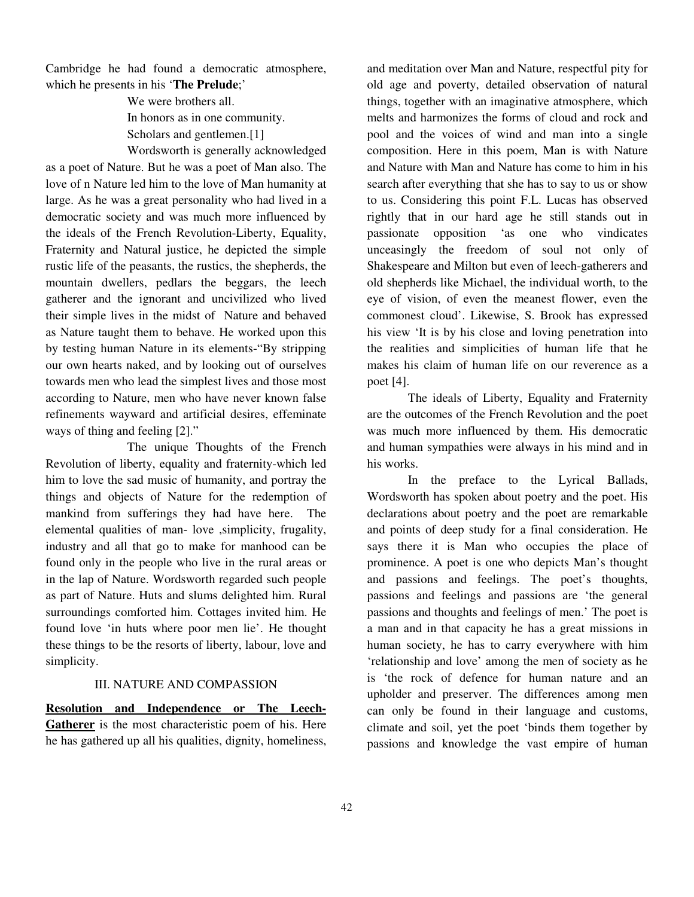Cambridge he had found a democratic atmosphere, which he presents in his '**The Prelude**;'

> We were brothers all.
> In honors as in one community.
> Scholars and gentlemen.[1]

Wordsworth is generally acknowledged as a poet of Nature. But he was a poet of Man also. The love of n Nature led him to the love of Man humanity at large. As he was a great personality who had lived in a democratic society and was much more influenced by the ideals of the French Revolution-Liberty, Equality, Fraternity and Natural justice, he depicted the simple rustic life of the peasants, the rustics, the shepherds, the mountain dwellers, pedlars the beggars, the leech gatherer and the ignorant and uncivilized who lived their simple lives in the midst of Nature and behaved as Nature taught them to behave. He worked upon this by testing human Nature in its elements-"By stripping our own hearts naked, and by looking out of ourselves towards men who lead the simplest lives and those most according to Nature, men who have never known false refinements wayward and artificial desires, effeminate ways of thing and feeling [2]."

The unique Thoughts of the French Revolution of liberty, equality and fraternity-which led him to love the sad music of humanity, and portray the things and objects of Nature for the redemption of mankind from sufferings they had have here. The elemental qualities of man- love ,simplicity, frugality, industry and all that go to make for manhood can be found only in the people who live in the rural areas or in the lap of Nature. Wordsworth regarded such people as part of Nature. Huts and slums delighted him. Rural surroundings comforted him. Cottages invited him. He found love 'in huts where poor men lie'. He thought these things to be the resorts of liberty, labour, love and simplicity.

## III. NATURE AND COMPASSION

**Resolution and Independence or The Leech-Gatherer** is the most characteristic poem of his. Here he has gathered up all his qualities, dignity, homeliness, and meditation over Man and Nature, respectful pity for old age and poverty, detailed observation of natural things, together with an imaginative atmosphere, which melts and harmonizes the forms of cloud and rock and pool and the voices of wind and man into a single composition. Here in this poem, Man is with Nature and Nature with Man and Nature has come to him in his search after everything that she has to say to us or show to us. Considering this point F.L. Lucas has observed rightly that in our hard age he still stands out in passionate opposition 'as one who vindicates unceasingly the freedom of soul not only of Shakespeare and Milton but even of leech-gatherers and old shepherds like Michael, the individual worth, to the eye of vision, of even the meanest flower, even the commonest cloud'. Likewise, S. Brook has expressed his view 'It is by his close and loving penetration into the realities and simplicities of human life that he makes his claim of human life on our reverence as a poet [4].

The ideals of Liberty, Equality and Fraternity are the outcomes of the French Revolution and the poet was much more influenced by them. His democratic and human sympathies were always in his mind and in his works.

In the preface to the Lyrical Ballads, Wordsworth has spoken about poetry and the poet. His declarations about poetry and the poet are remarkable and points of deep study for a final consideration. He says there it is Man who occupies the place of prominence. A poet is one who depicts Man's thought and passions and feelings. The poet's thoughts, passions and feelings and passions are 'the general passions and thoughts and feelings of men.' The poet is a man and in that capacity he has a great missions in human society, he has to carry everywhere with him 'relationship and love' among the men of society as he is 'the rock of defence for human nature and an upholder and preserver. The differences among men can only be found in their language and customs, climate and soil, yet the poet 'binds them together by passions and knowledge the vast empire of human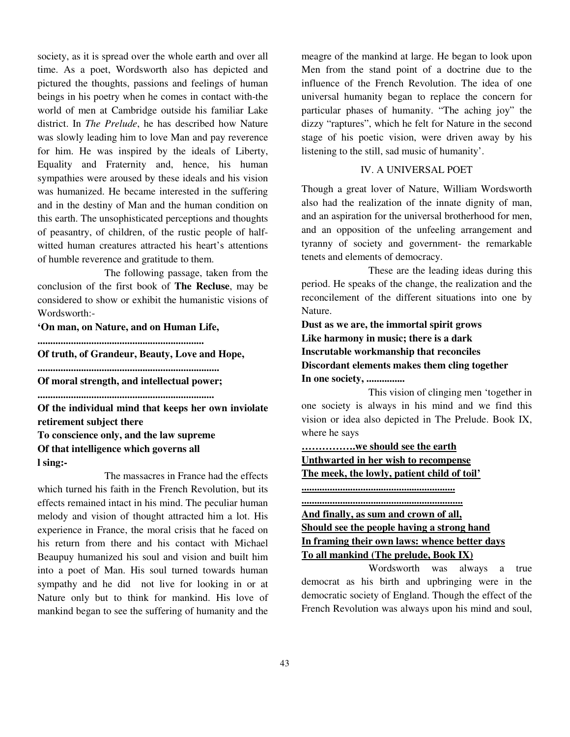society, as it is spread over the whole earth and over all time. As a poet, Wordsworth also has depicted and pictured the thoughts, passions and feelings of human beings in his poetry when he comes in contact with-the world of men at Cambridge outside his familiar Lake district. In *The Prelude*, he has described how Nature was slowly leading him to love Man and pay reverence for him. He was inspired by the ideals of Liberty, Equality and Fraternity and, hence, his human sympathies were aroused by these ideals and his vision was humanized. He became interested in the suffering and in the destiny of Man and the human condition on this earth. The unsophisticated perceptions and thoughts of peasantry, of children, of the rustic people of half-witted human creatures attracted his heart's attentions of humble reverence and gratitude to them.

The following passage, taken from the conclusion of the first book of **The Recluse**, may be considered to show or exhibit the humanistic visions of Wordsworth:-

**'On man, on Nature, and on Human Life,**

**.................................................................**

**Of truth, of Grandeur, Beauty, Love and Hope,**

**.......................................................................**

**Of moral strength, and intellectual power;**

**.....................................................................**

**Of the individual mind that keeps her own inviolate retirement subject there**
**To conscience only, and the law supreme**
**Of that intelligence which governs all**
**l sing:-**

The massacres in France had the effects which turned his faith in the French Revolution, but its effects remained intact in his mind. The peculiar human melody and vision of thought attracted him a lot. His experience in France, the moral crisis that he faced on his return from there and his contact with Michael Beaupuy humanized his soul and vision and built him into a poet of Man. His soul turned towards human sympathy and he did not live for looking in or at Nature only but to think for mankind. His love of mankind began to see the suffering of humanity and the meagre of the mankind at large. He began to look upon Men from the stand point of a doctrine due to the influence of the French Revolution. The idea of one universal humanity began to replace the concern for particular phases of humanity. "The aching joy" the dizzy "raptures", which he felt for Nature in the second stage of his poetic vision, were driven away by his listening to the still, sad music of humanity'.

## IV. A UNIVERSAL POET

Though a great lover of Nature, William Wordsworth also had the realization of the innate dignity of man, and an aspiration for the universal brotherhood for men, and an opposition of the unfeeling arrangement and tyranny of society and government- the remarkable tenets and elements of democracy.

These are the leading ideas during this period. He speaks of the change, the realization and the reconcilement of the different situations into one by Nature.

**Dust as we are, the immortal spirit grows**
**Like harmony in music; there is a dark**
**Inscrutable workmanship that reconciles**
**Discordant elements makes them cling together**
**In one society, ...............**

This vision of clinging men 'together in one society is always in his mind and we find this vision or idea also depicted in The Prelude. Book IX, where he says

**…………….we should see the earth**
**Unthwarted in her wish to recompense**
**The meek, the lowly, patient child of toil'**

**............................................................**

**...............................................................**

**And finally, as sum and crown of all,**
**Should see the people having a strong hand**
**In framing their own laws: whence better days**
**To all mankind (The prelude, Book IX)**

Wordsworth was always a true democrat as his birth and upbringing were in the democratic society of England. Though the effect of the French Revolution was always upon his mind and soul,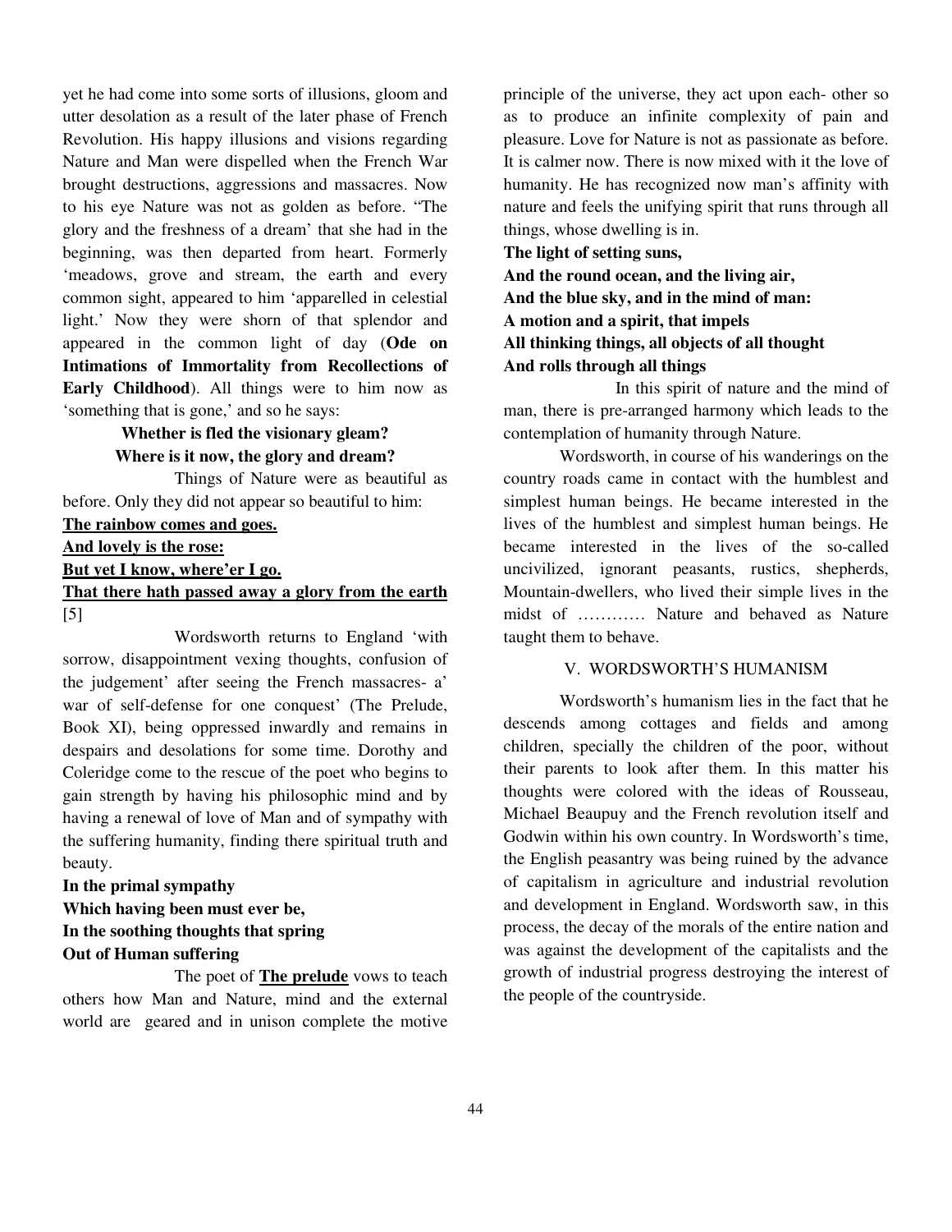yet he had come into some sorts of illusions, gloom and utter desolation as a result of the later phase of French Revolution. His happy illusions and visions regarding Nature and Man were dispelled when the French War brought destructions, aggressions and massacres. Now to his eye Nature was not as golden as before. "The glory and the freshness of a dream' that she had in the beginning, was then departed from heart. Formerly 'meadows, grove and stream, the earth and every common sight, appeared to him 'apparelled in celestial light.' Now they were shorn of that splendor and appeared in the common light of day (**Ode on Intimations of Immortality from Recollections of Early Childhood**). All things were to him now as 'something that is gone,' and so he says:

**Whether is fled the visionary gleam?**
**Where is it now, the glory and dream?**

Things of Nature were as beautiful as before. Only they did not appear so beautiful to him:

**The rainbow comes and goes.**
**And lovely is the rose:**
**But yet I know, where'er I go.**
**That there hath passed away a glory from the earth** [5]

Wordsworth returns to England 'with sorrow, disappointment vexing thoughts, confusion of the judgement' after seeing the French massacres- a' war of self-defense for one conquest' (The Prelude, Book XI), being oppressed inwardly and remains in despairs and desolations for some time. Dorothy and Coleridge come to the rescue of the poet who begins to gain strength by having his philosophic mind and by having a renewal of love of Man and of sympathy with the suffering humanity, finding there spiritual truth and beauty.

**In the primal sympathy**
**Which having been must ever be,**
**In the soothing thoughts that spring**
**Out of Human suffering**

The poet of **The prelude** vows to teach others how Man and Nature, mind and the external world are geared and in unison complete the motive principle of the universe, they act upon each- other so as to produce an infinite complexity of pain and pleasure. Love for Nature is not as passionate as before. It is calmer now. There is now mixed with it the love of humanity. He has recognized now man's affinity with nature and feels the unifying spirit that runs through all things, whose dwelling is in.

**The light of setting suns,**
**And the round ocean, and the living air,**
**And the blue sky, and in the mind of man:**
**A motion and a spirit, that impels**
**All thinking things, all objects of all thought**
**And rolls through all things**

In this spirit of nature and the mind of man, there is pre-arranged harmony which leads to the contemplation of humanity through Nature.

Wordsworth, in course of his wanderings on the country roads came in contact with the humblest and simplest human beings. He became interested in the lives of the humblest and simplest human beings. He became interested in the lives of the so-called uncivilized, ignorant peasants, rustics, shepherds, Mountain-dwellers, who lived their simple lives in the midst of ………… Nature and behaved as Nature taught them to behave.

## V. WORDSWORTH'S HUMANISM

Wordsworth's humanism lies in the fact that he descends among cottages and fields and among children, specially the children of the poor, without their parents to look after them. In this matter his thoughts were colored with the ideas of Rousseau, Michael Beaupuy and the French revolution itself and Godwin within his own country. In Wordsworth's time, the English peasantry was being ruined by the advance of capitalism in agriculture and industrial revolution and development in England. Wordsworth saw, in this process, the decay of the morals of the entire nation and was against the development of the capitalists and the growth of industrial progress destroying the interest of the people of the countryside.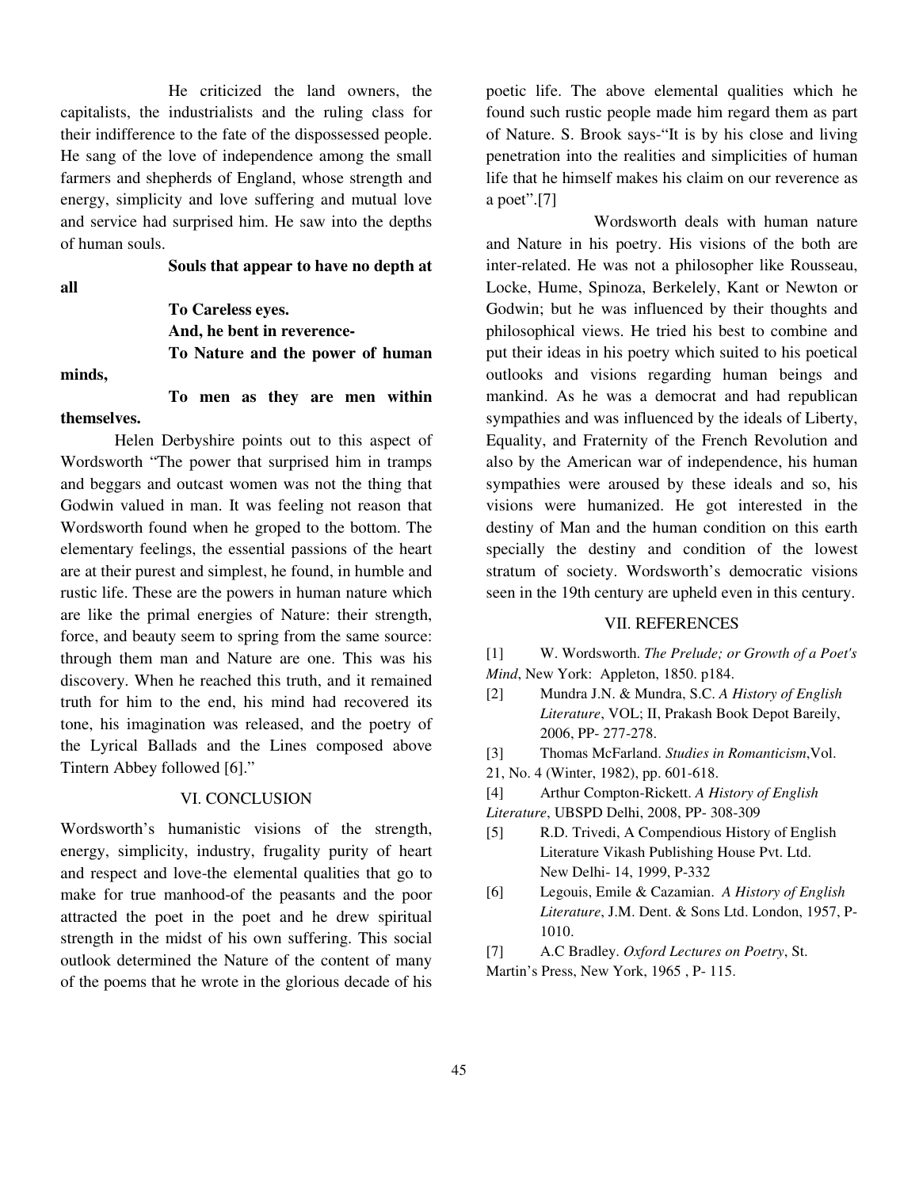He criticized the land owners, the capitalists, the industrialists and the ruling class for their indifference to the fate of the dispossessed people. He sang of the love of independence among the small farmers and shepherds of England, whose strength and energy, simplicity and love suffering and mutual love and service had surprised him. He saw into the depths of human souls.

**Souls that appear to have no depth at all**
**To Careless eyes.**
**And, he bent in reverence-**
**To Nature and the power of human minds,**
**To men as they are men within themselves.**

Helen Derbyshire points out to this aspect of Wordsworth "The power that surprised him in tramps and beggars and outcast women was not the thing that Godwin valued in man. It was feeling not reason that Wordsworth found when he groped to the bottom. The elementary feelings, the essential passions of the heart are at their purest and simplest, he found, in humble and rustic life. These are the powers in human nature which are like the primal energies of Nature: their strength, force, and beauty seem to spring from the same source: through them man and Nature are one. This was his discovery. When he reached this truth, and it remained truth for him to the end, his mind had recovered its tone, his imagination was released, and the poetry of the Lyrical Ballads and the Lines composed above Tintern Abbey followed [6]."

## VI. CONCLUSION

Wordsworth's humanistic visions of the strength, energy, simplicity, industry, frugality purity of heart and respect and love-the elemental qualities that go to make for true manhood-of the peasants and the poor attracted the poet in the poet and he drew spiritual strength in the midst of his own suffering. This social outlook determined the Nature of the content of many of the poems that he wrote in the glorious decade of his poetic life. The above elemental qualities which he found such rustic people made him regard them as part of Nature. S. Brook says-"It is by his close and living penetration into the realities and simplicities of human life that he himself makes his claim on our reverence as a poet".[7]

Wordsworth deals with human nature and Nature in his poetry. His visions of the both are inter-related. He was not a philosopher like Rousseau, Locke, Hume, Spinoza, Berkelely, Kant or Newton or Godwin; but he was influenced by their thoughts and philosophical views. He tried his best to combine and put their ideas in his poetry which suited to his poetical outlooks and visions regarding human beings and mankind. As he was a democrat and had republican sympathies and was influenced by the ideals of Liberty, Equality, and Fraternity of the French Revolution and also by the American war of independence, his human sympathies were aroused by these ideals and so, his visions were humanized. He got interested in the destiny of Man and the human condition on this earth specially the destiny and condition of the lowest stratum of society. Wordsworth's democratic visions seen in the 19th century are upheld even in this century.

## VII. REFERENCES

[1] W. Wordsworth. *The Prelude; or Growth of a Poet's Mind*, New York: Appleton, 1850. p184.

[2] Mundra J.N. & Mundra, S.C. *A History of English Literature*, VOL; II, Prakash Book Depot Bareily, 2006, PP- 277-278.

[3] Thomas McFarland. *Studies in Romanticism*,Vol. 21, No. 4 (Winter, 1982), pp. 601-618.

[4] Arthur Compton-Rickett. *A History of English Literature*, UBSPD Delhi, 2008, PP- 308-309

[5] R.D. Trivedi, A Compendious History of English Literature Vikash Publishing House Pvt. Ltd. New Delhi- 14, 1999, P-332

[6] Legouis, Emile & Cazamian. *A History of English Literature*, J.M. Dent. & Sons Ltd. London, 1957, P-1010.

[7] A.C Bradley. *Oxford Lectures on Poetry*, St. Martin's Press, New York, 1965 , P- 115.